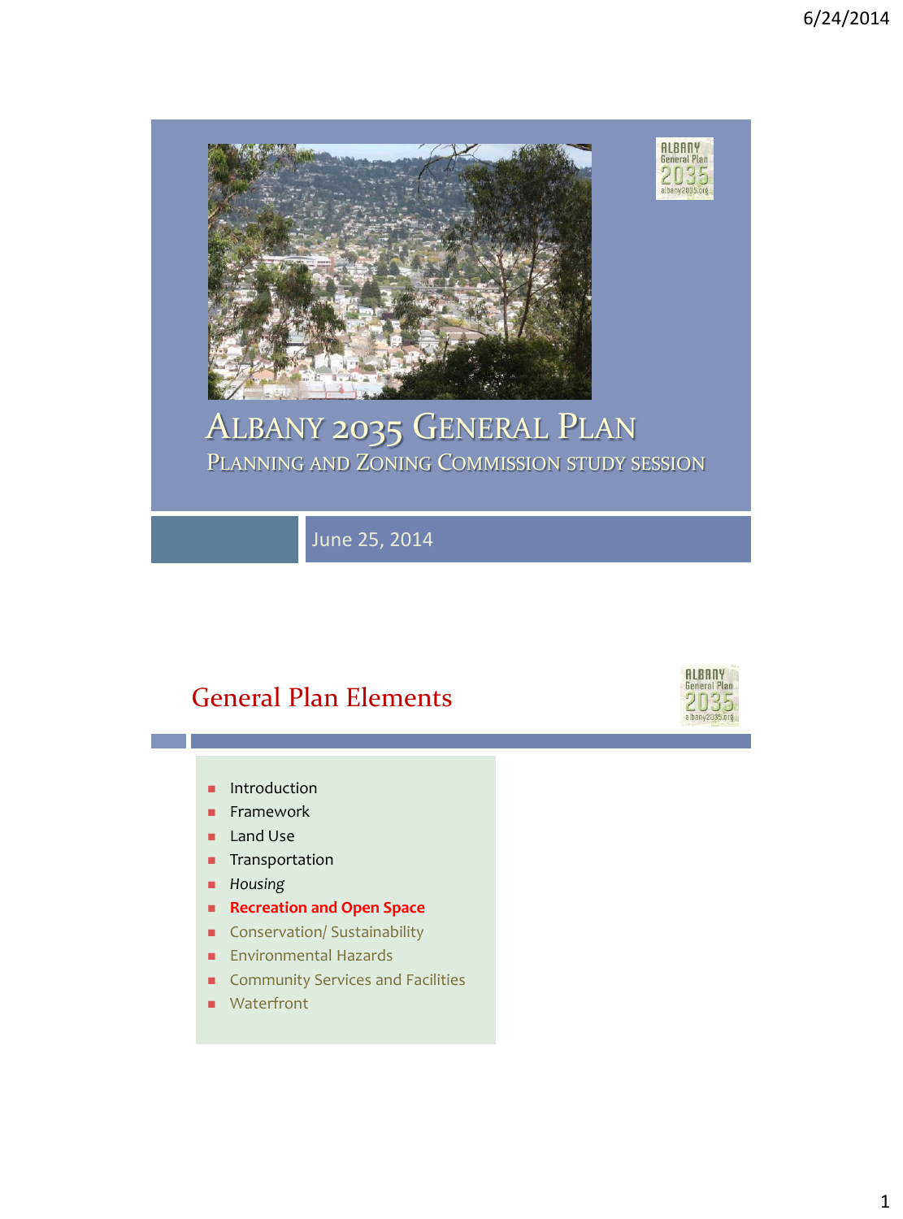# ALBANY 2035 GENERAL PLAN

## PLANNING AND ZONING COMMISSION STUDY SESSION

June 25, 2014

## General Plan Elements

- Introduction
- Framework
- Land Use
- Transportation
- *Housing*
- **Recreation and Open Space**
- Conservation/ Sustainability
- Environmental Hazards
- Community Services and Facilities
- Waterfront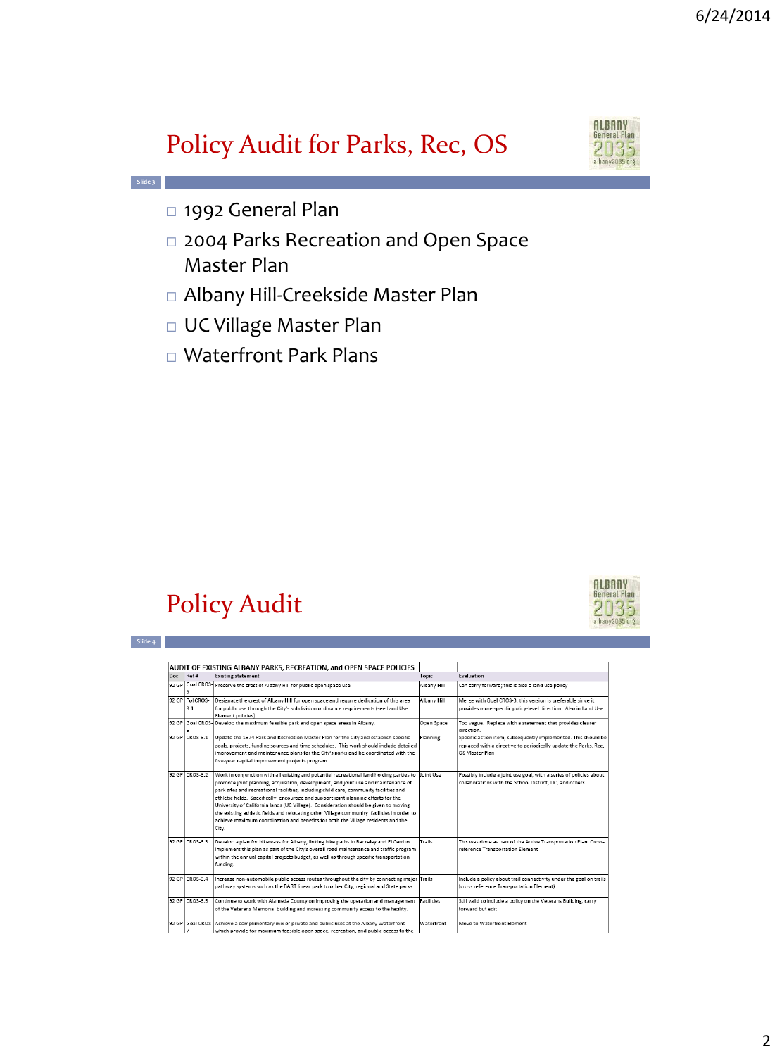## Policy Audit for Parks, Rec, OS

- 1992 General Plan
- 2004 Parks Recreation and Open Space Master Plan
- Albany Hill-Creekside Master Plan
- UC Village Master Plan
- Waterfront Park Plans

## Policy Audit

| AUDIT OF EXISTING ALBANY PARKS, RECREATION, and OPEN SPACE POLICIES | | | | |
|---|---|---|---|---|
| Doc | Ref # | Existing statement | Topic | Evaluation |
| 92 GP | Goal CROS-3 | Preserve the crest of Albany Hill for public open space use. | Albany Hill | Can carry forward; this is also a land use policy |
| 92 GP | Pol CROS-3.1 | Designate the crest of Albany Hill for open space and require dedication of this area for public use through the City's subdivision ordinance requirements (see Land Use Element policies) | Albany Hill | Merge with Goal CROS-3; this version is preferable since it provides more specific policy-level direction. Also in Land Use |
| 92 GP | Goal CROS-6 | Develop the maximum feasible park and open space areas in Albany. | Open Space | Too vague. Replace with a statement that provides clearer direction. |
| 92 GP | CROS-6.1 | Update the 1974 Park and Recreation Master Plan for the City and establish specific goals, projects, funding sources and time schedules. This work should include detailed improvement and maintenance plans for the City's parks and be coordinated with the five-year capital improvement projects program. | Planning | Specific action item, subsequently implemented. This should be replaced with a directive to periodically update the Parks, Rec, OS Master Plan |
| 92 GP | CROS-6.2 | Work in conjunction with all existing and potential recreational land holding parties to promote joint planning, acquisition, development, and joint use and maintenance of park sites and recreational facilities, including child care, community facilities and athletic fields. Specifically, encourage and support joint planning efforts for the University of California lands (UC Village). Consideration should be given to moving the existing athletic fields and relocating other Village community facilities in order to achieve maximum coordination and benefits for both the Village residents and the City. | Joint Use | Possibly include a joint use goal, with a series of policies about collaborations with the School District, UC, and others |
| 92 GP | CROS-6.3 | Develop a plan for bikeways for Albany, linking bike paths in Berkeley and El Cerrito. Implement this plan as part of the City's overall road maintenance and traffic program within the annual capital projects budget, as well as through specific transportation funding. | Trails | This was done as part of the Active Transportation Plan. Cross-reference Transportation Element |
| 92 GP | CROS-6.4 | Increase non-automobile public access routes throughout the city by connecting major pathway systems such as the BART linear park to other City, regional and State parks. | Trails | Include a policy about trail connectivity under the goal on trails (cross reference Transportation Element) |
| 92 GP | CROS-6.5 | Continue to work with Alameda County on improving the operation and management of the Veterans Memorial Building and increasing community access to the facility. | Facilities | Still valid to include a policy on the Veterans Building, carry forward but edit |
| 92 GP | Goal CROS-7 | Achieve a complimentary mix of private and public uses at the Albany Waterfront which provide for maximum feasible open space, recreation, and public access to the | Waterfront | Move to Waterfront Element |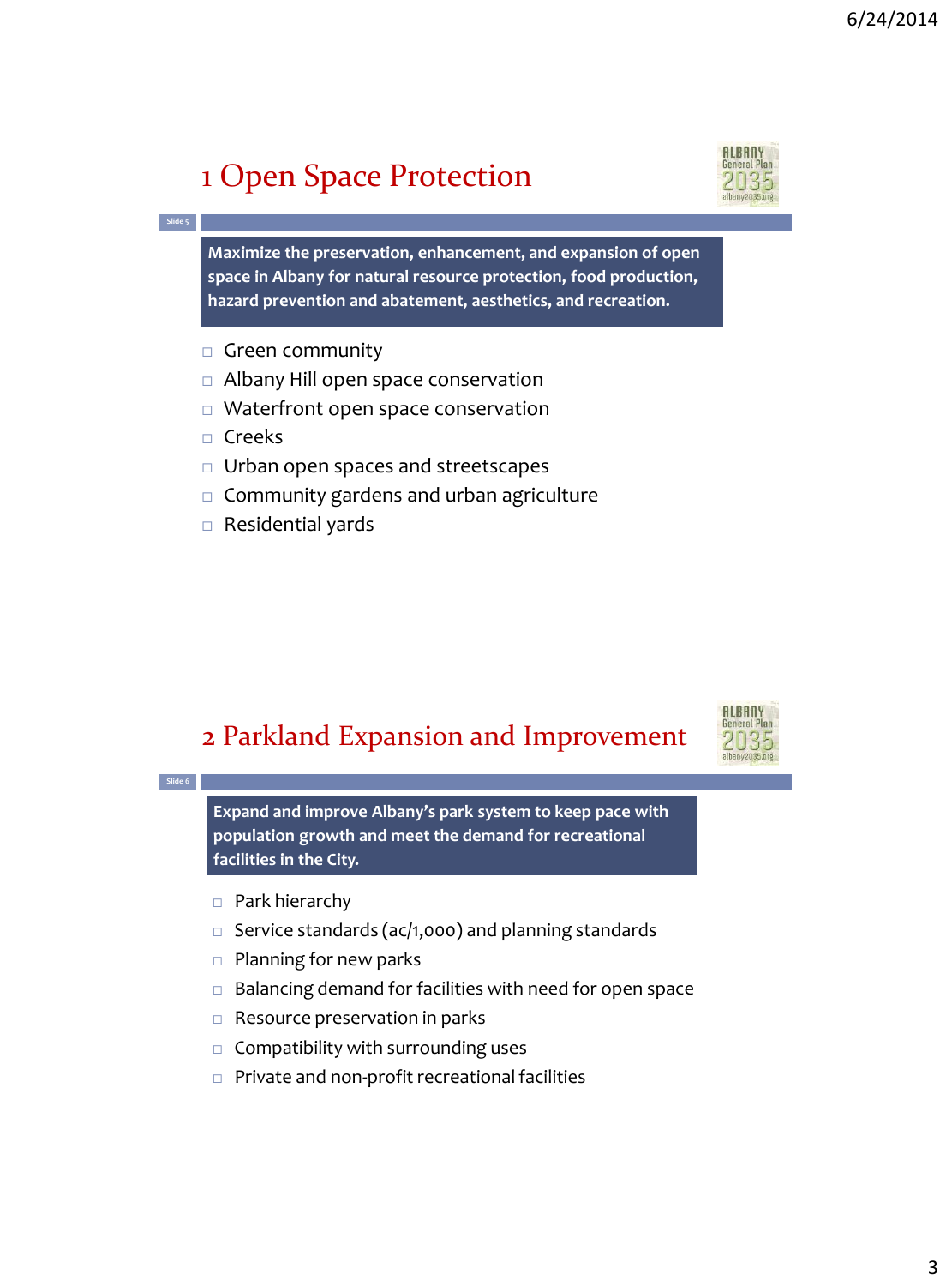## 1 Open Space Protection

**Maximize the preservation, enhancement, and expansion of open space in Albany for natural resource protection, food production, hazard prevention and abatement, aesthetics, and recreation.**

- Green community
- Albany Hill open space conservation
- Waterfront open space conservation
- Creeks
- Urban open spaces and streetscapes
- Community gardens and urban agriculture
- Residential yards

## 2 Parkland Expansion and Improvement

**Expand and improve Albany's park system to keep pace with population growth and meet the demand for recreational facilities in the City.**

- Park hierarchy
- Service standards (ac/1,000) and planning standards
- Planning for new parks
- Balancing demand for facilities with need for open space
- Resource preservation in parks
- Compatibility with surrounding uses
- Private and non-profit recreational facilities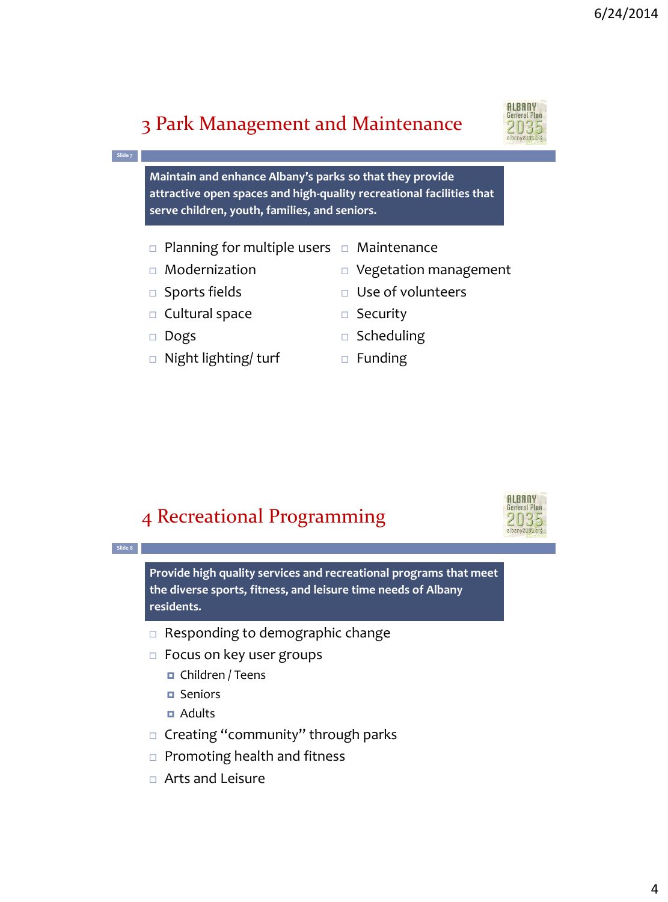## 3 Park Management and Maintenance

**Maintain and enhance Albany's parks so that they provide attractive open spaces and high-quality recreational facilities that serve children, youth, families, and seniors.**

- Planning for multiple users
- Modernization
- Sports fields
- Cultural space
- Dogs
- Night lighting/ turf
- Maintenance
- Vegetation management
- Use of volunteers
- Security
- Scheduling
- Funding

## 4 Recreational Programming

**Provide high quality services and recreational programs that meet the diverse sports, fitness, and leisure time needs of Albany residents.**

- Responding to demographic change
- Focus on key user groups
  - Children / Teens
  - Seniors
  - Adults
- Creating "community" through parks
- Promoting health and fitness
- Arts and Leisure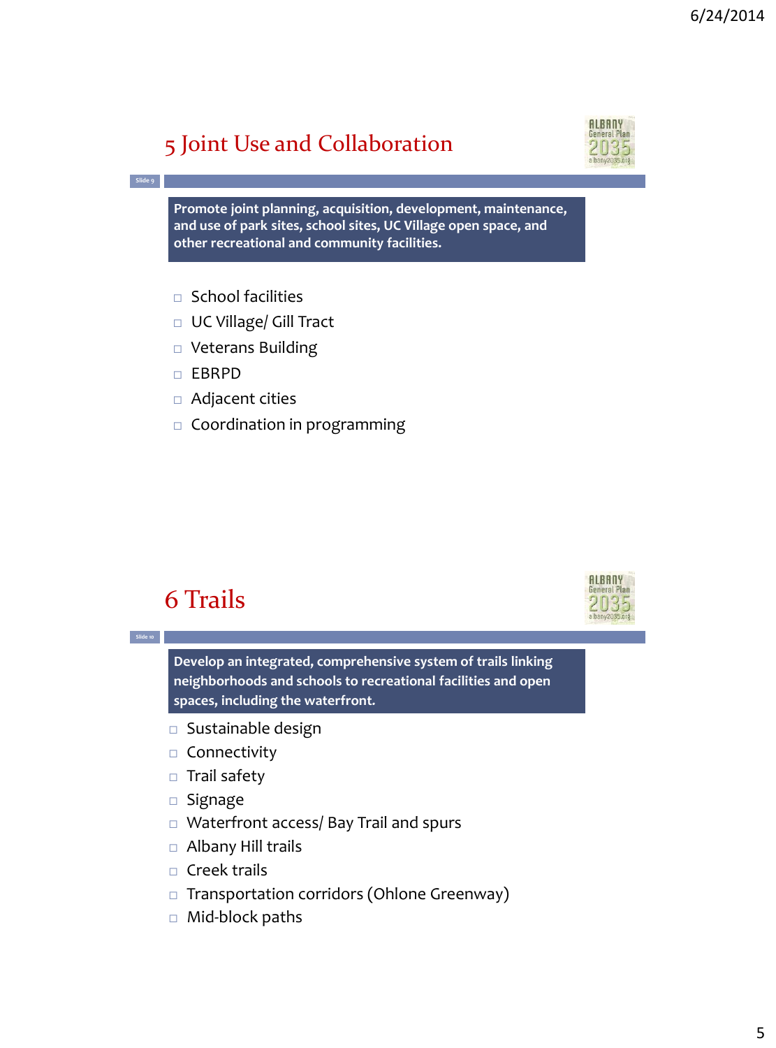## 5 Joint Use and Collaboration

**Promote joint planning, acquisition, development, maintenance, and use of park sites, school sites, UC Village open space, and other recreational and community facilities.**

- School facilities
- UC Village/ Gill Tract
- Veterans Building
- EBRPD
- Adjacent cities
- Coordination in programming

## 6 Trails

**Develop an integrated, comprehensive system of trails linking neighborhoods and schools to recreational facilities and open spaces, including the waterfront.**

- Sustainable design
- Connectivity
- Trail safety
- Signage
- Waterfront access/ Bay Trail and spurs
- Albany Hill trails
- Creek trails
- Transportation corridors (Ohlone Greenway)
- Mid-block paths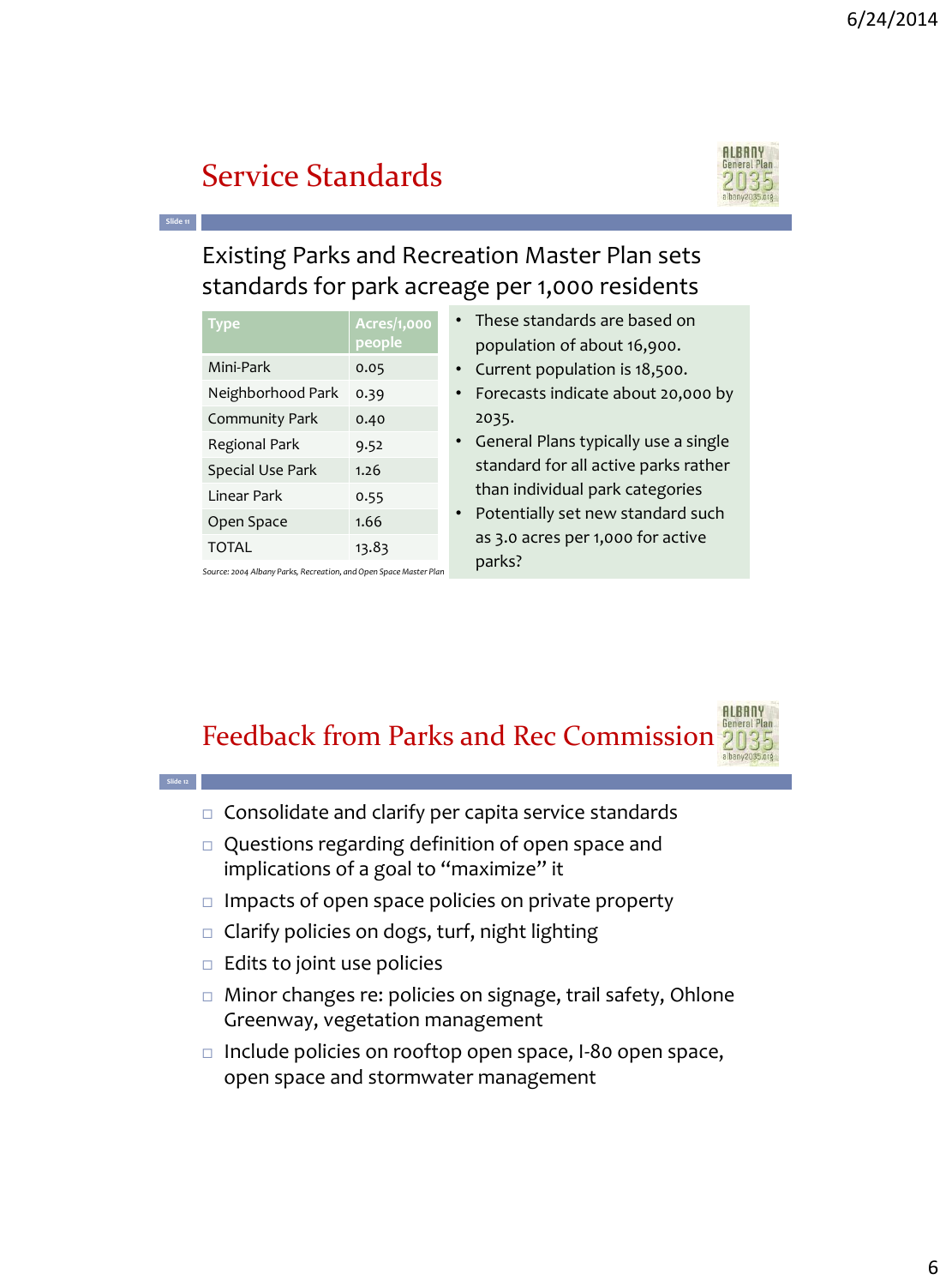## Service Statistics

## Service Standards

Slide 11

Existing Parks and Recreation Master Plan sets standards for park acreage per 1,000 residents

| Type | Acres/1,000 people |
|---|---|
| Mini-Park | 0.05 |
| Neighborhood Park | 0.39 |
| Community Park | 0.40 |
| Regional Park | 9.52 |
| Special Use Park | 1.26 |
| Linear Park | 0.55 |
| Open Space | 1.66 |
| TOTAL | 13.83 |

*Source: 2004 Albany Parks, Recreation, and Open Space Master Plan*

- These standards are based on population of about 16,900.
- Current population is 18,500.
- Forecasts indicate about 20,000 by 2035.
- General Plans typically use a single standard for all active parks rather than individual park categories
- Potentially set new standard such as 3.0 acres per 1,000 for active parks?

## Feedback from Parks and Rec Commission

Slide 12

- Consolidate and clarify per capita service standards
- Questions regarding definition of open space and implications of a goal to "maximize" it
- Impacts of open space policies on private property
- Clarify policies on dogs, turf, night lighting
- Edits to joint use policies
- Minor changes re: policies on signage, trail safety, Ohlone Greenway, vegetation management
- Include policies on rooftop open space, I-80 open space, open space and stormwater management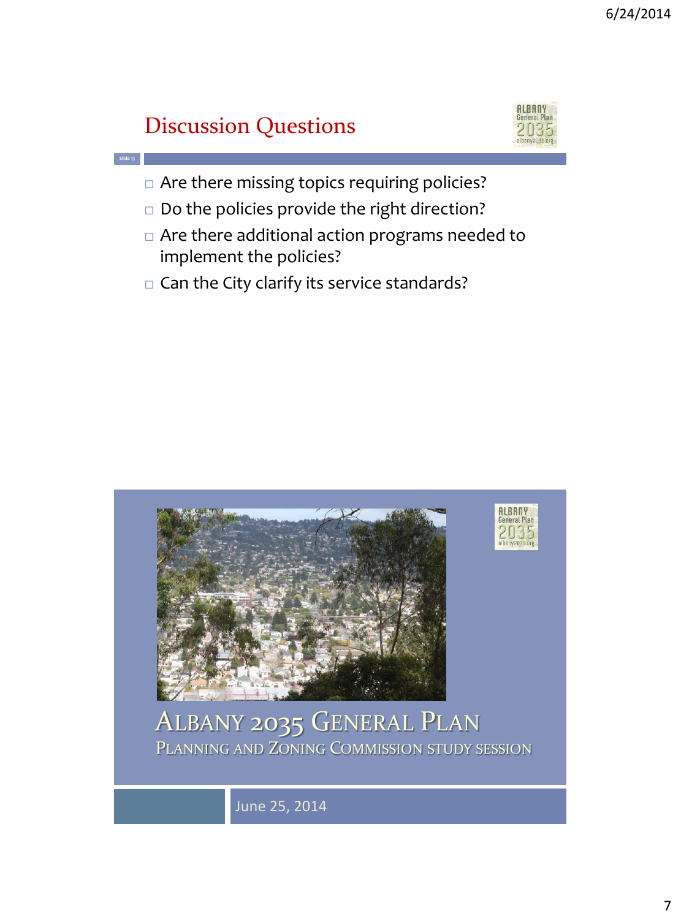## Discussion Questions

- Are there missing topics requiring policies?
- Do the policies provide the right direction?
- Are there additional action programs needed to implement the policies?
- Can the City clarify its service standards?

# Albany 2035 General Plan

## Planning and Zoning Commission study session

June 25, 2014